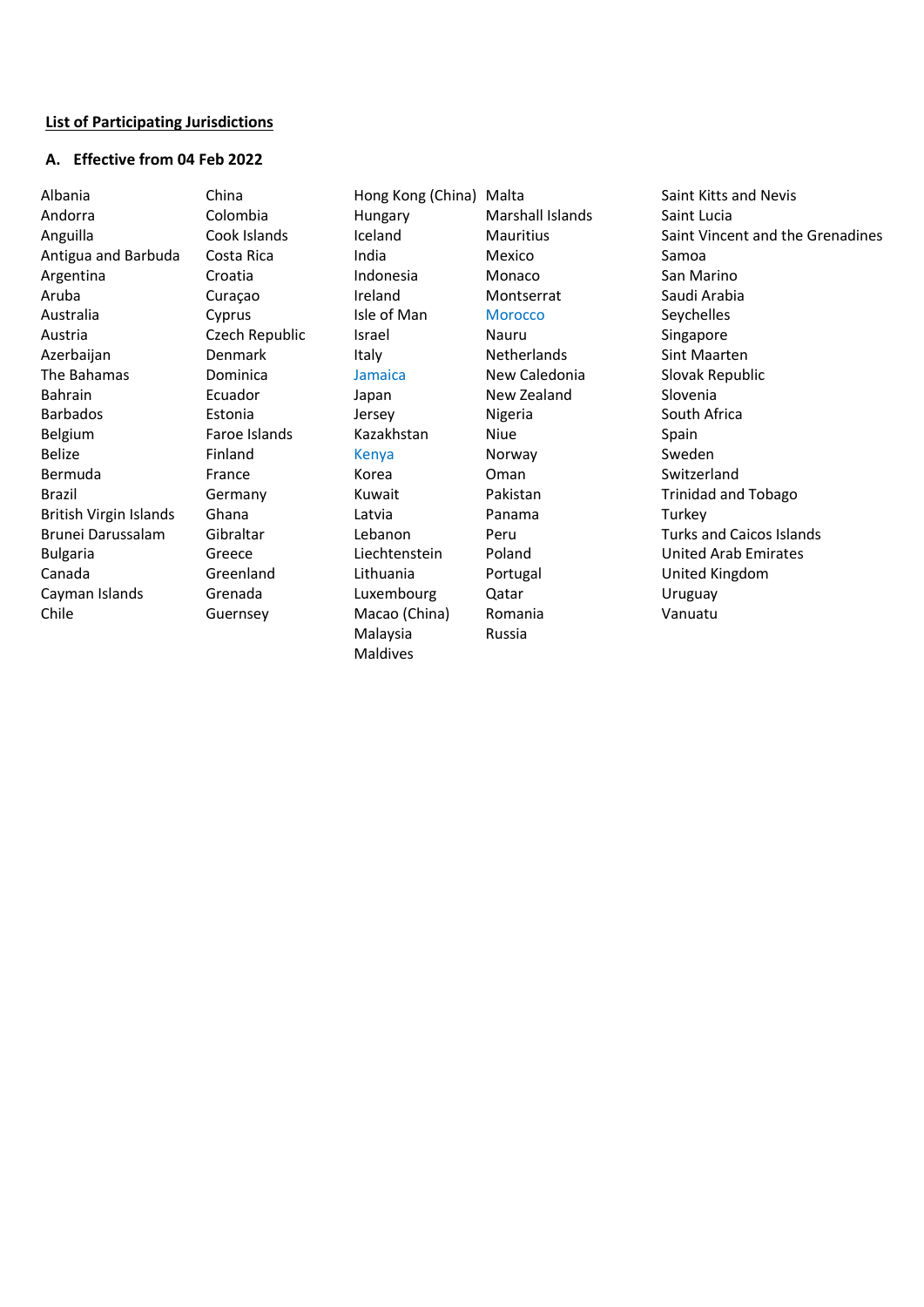**List of Participating Jurisdictions**

**A. Effective from 04 Feb 2022**

Albania
Andorra
Anguilla
Antigua and Barbuda
Argentina
Aruba
Australia
Austria
Azerbaijan
The Bahamas
Bahrain
Barbados
Belgium
Belize
Bermuda
Brazil
British Virgin Islands
Brunei Darussalam
Bulgaria
Canada
Cayman Islands
Chile
China
Colombia
Cook Islands
Costa Rica
Croatia
Curaçao
Cyprus
Czech Republic
Denmark
Dominica
Ecuador
Estonia
Faroe Islands
Finland
France
Germany
Ghana
Gibraltar
Greece
Greenland
Grenada
Guernsey
Hong Kong (China)
Hungary
Iceland
India
Indonesia
Ireland
Isle of Man
Israel
Italy
Jamaica
Japan
Jersey
Kazakhstan
Kenya
Korea
Kuwait
Latvia
Lebanon
Liechtenstein
Lithuania
Luxembourg
Macao (China)
Malaysia
Maldives
Malta
Marshall Islands
Mauritius
Mexico
Monaco
Montserrat
Morocco
Nauru
Netherlands
New Caledonia
New Zealand
Nigeria
Niue
Norway
Oman
Pakistan
Panama
Peru
Poland
Portugal
Qatar
Romania
Russia
Saint Kitts and Nevis
Saint Lucia
Saint Vincent and the Grenadines
Samoa
San Marino
Saudi Arabia
Seychelles
Singapore
Sint Maarten
Slovak Republic
Slovenia
South Africa
Spain
Sweden
Switzerland
Trinidad and Tobago
Turkey
Turks and Caicos Islands
United Arab Emirates
United Kingdom
Uruguay
Vanuatu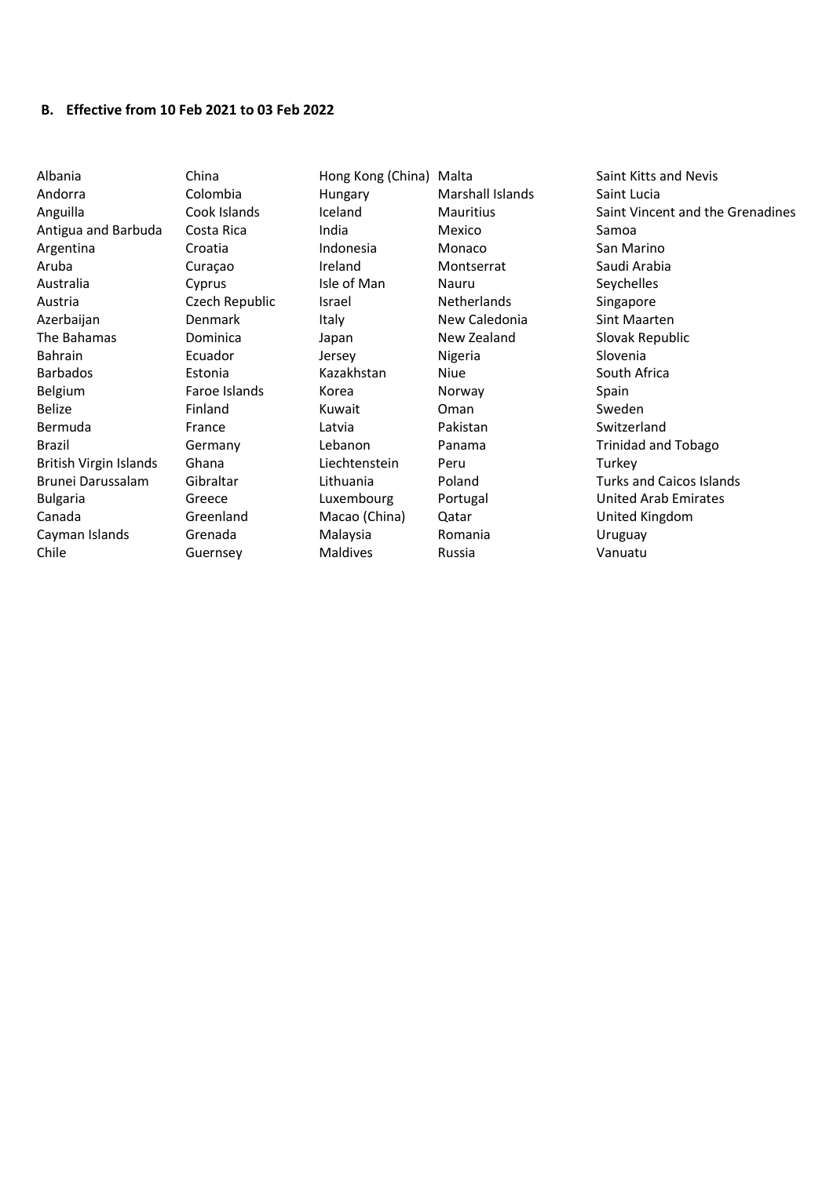## B. Effective from 10 Feb 2021 to 03 Feb 2022

Albania
Andorra
Anguilla
Antigua and Barbuda
Argentina
Aruba
Australia
Austria
Azerbaijan
The Bahamas
Bahrain
Barbados
Belgium
Belize
Bermuda
Brazil
British Virgin Islands
Brunei Darussalam
Bulgaria
Canada
Cayman Islands
Chile
China
Colombia
Cook Islands
Costa Rica
Croatia
Curaçao
Cyprus
Czech Republic
Denmark
Dominica
Ecuador
Estonia
Faroe Islands
Finland
France
Germany
Ghana
Gibraltar
Greece
Greenland
Grenada
Guernsey
Hong Kong (China)
Hungary
Iceland
India
Indonesia
Ireland
Isle of Man
Israel
Italy
Japan
Jersey
Kazakhstan
Korea
Kuwait
Latvia
Lebanon
Liechtenstein
Lithuania
Luxembourg
Macao (China)
Malaysia
Maldives
Malta
Marshall Islands
Mauritius
Mexico
Monaco
Montserrat
Nauru
Netherlands
New Caledonia
New Zealand
Nigeria
Niue
Norway
Oman
Pakistan
Panama
Peru
Poland
Portugal
Qatar
Romania
Russia
Saint Kitts and Nevis
Saint Lucia
Saint Vincent and the Grenadines
Samoa
San Marino
Saudi Arabia
Seychelles
Singapore
Sint Maarten
Slovak Republic
Slovenia
South Africa
Spain
Sweden
Switzerland
Trinidad and Tobago
Turkey
Turks and Caicos Islands
United Arab Emirates
United Kingdom
Uruguay
Vanuatu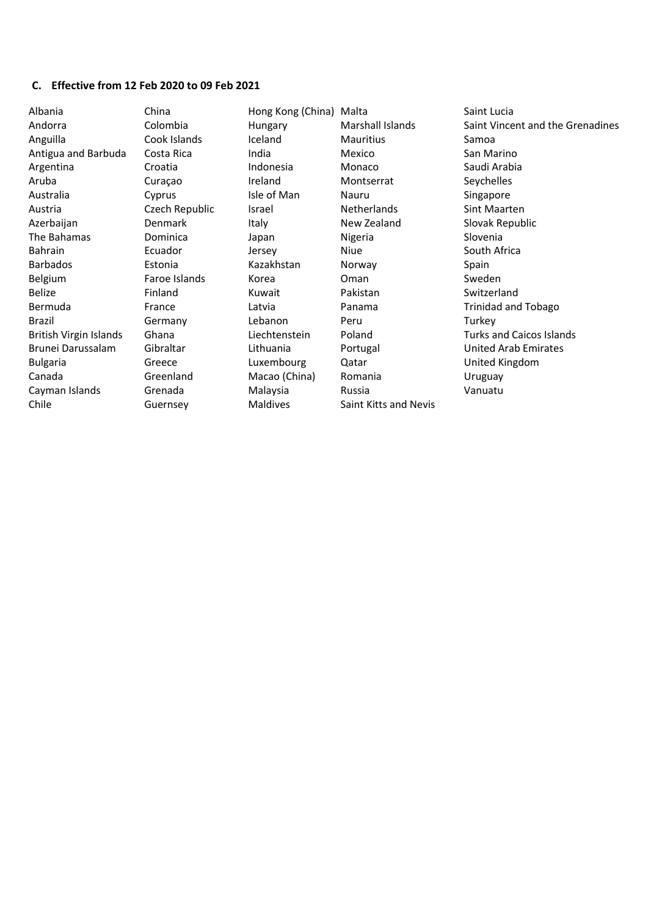### C. Effective from 12 Feb 2020 to 09 Feb 2021

- Albania
- Andorra
- Anguilla
- Antigua and Barbuda
- Argentina
- Aruba
- Australia
- Austria
- Azerbaijan
- The Bahamas
- Bahrain
- Barbados
- Belgium
- Belize
- Bermuda
- Brazil
- British Virgin Islands
- Brunei Darussalam
- Bulgaria
- Canada
- Cayman Islands
- Chile
- China
- Colombia
- Cook Islands
- Costa Rica
- Croatia
- Curaçao
- Cyprus
- Czech Republic
- Denmark
- Dominica
- Ecuador
- Estonia
- Faroe Islands
- Finland
- France
- Germany
- Ghana
- Gibraltar
- Greece
- Greenland
- Grenada
- Guernsey
- Hong Kong (China)
- Hungary
- Iceland
- India
- Indonesia
- Ireland
- Isle of Man
- Israel
- Italy
- Japan
- Jersey
- Kazakhstan
- Korea
- Kuwait
- Latvia
- Lebanon
- Liechtenstein
- Lithuania
- Luxembourg
- Macao (China)
- Malaysia
- Maldives
- Malta
- Marshall Islands
- Mauritius
- Mexico
- Monaco
- Montserrat
- Nauru
- Netherlands
- New Zealand
- Nigeria
- Niue
- Norway
- Oman
- Pakistan
- Panama
- Peru
- Poland
- Portugal
- Qatar
- Romania
- Russia
- Saint Kitts and Nevis
- Saint Lucia
- Saint Vincent and the Grenadines
- Samoa
- San Marino
- Saudi Arabia
- Seychelles
- Singapore
- Sint Maarten
- Slovak Republic
- Slovenia
- South Africa
- Spain
- Sweden
- Switzerland
- Trinidad and Tobago
- Turkey
- Turks and Caicos Islands
- United Arab Emirates
- United Kingdom
- Uruguay
- Vanuatu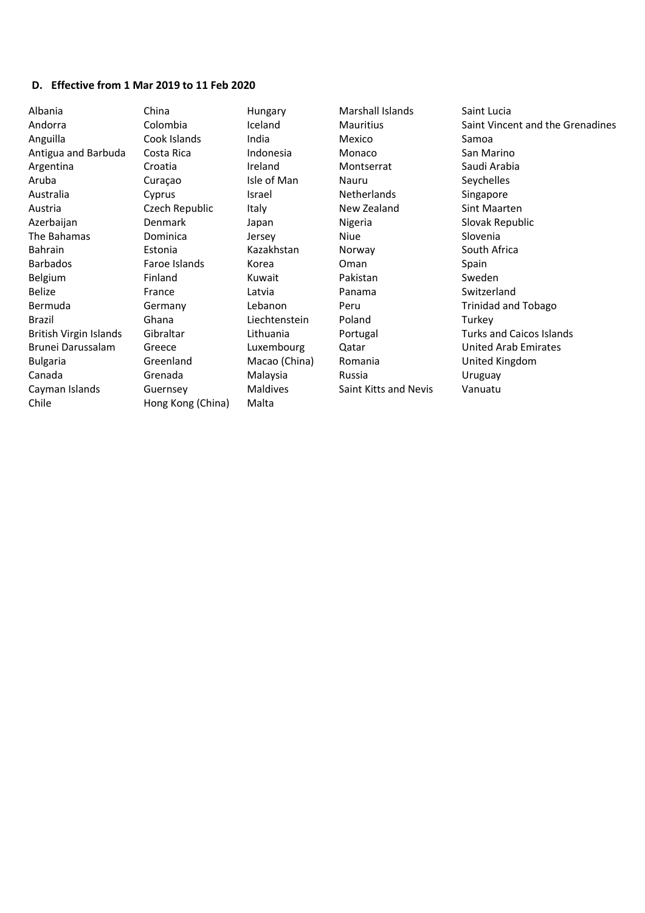## D. Effective from 1 Mar 2019 to 11 Feb 2020

- Albania
- Andorra
- Anguilla
- Antigua and Barbuda
- Argentina
- Aruba
- Australia
- Austria
- Azerbaijan
- The Bahamas
- Bahrain
- Barbados
- Belgium
- Belize
- Bermuda
- Brazil
- British Virgin Islands
- Brunei Darussalam
- Bulgaria
- Canada
- Cayman Islands
- Chile
- China
- Colombia
- Cook Islands
- Costa Rica
- Croatia
- Curaçao
- Cyprus
- Czech Republic
- Denmark
- Dominica
- Estonia
- Faroe Islands
- Finland
- France
- Germany
- Ghana
- Gibraltar
- Greece
- Greenland
- Grenada
- Guernsey
- Hong Kong (China)
- Hungary
- Iceland
- India
- Indonesia
- Ireland
- Isle of Man
- Israel
- Italy
- Japan
- Jersey
- Kazakhstan
- Korea
- Kuwait
- Latvia
- Lebanon
- Liechtenstein
- Lithuania
- Luxembourg
- Macao (China)
- Malaysia
- Maldives
- Malta
- Marshall Islands
- Mauritius
- Mexico
- Monaco
- Montserrat
- Nauru
- Netherlands
- New Zealand
- Nigeria
- Niue
- Norway
- Oman
- Pakistan
- Panama
- Peru
- Poland
- Portugal
- Qatar
- Romania
- Russia
- Saint Kitts and Nevis
- Saint Lucia
- Saint Vincent and the Grenadines
- Samoa
- San Marino
- Saudi Arabia
- Seychelles
- Singapore
- Sint Maarten
- Slovak Republic
- Slovenia
- South Africa
- Spain
- Sweden
- Switzerland
- Trinidad and Tobago
- Turkey
- Turks and Caicos Islands
- United Arab Emirates
- United Kingdom
- Uruguay
- Vanuatu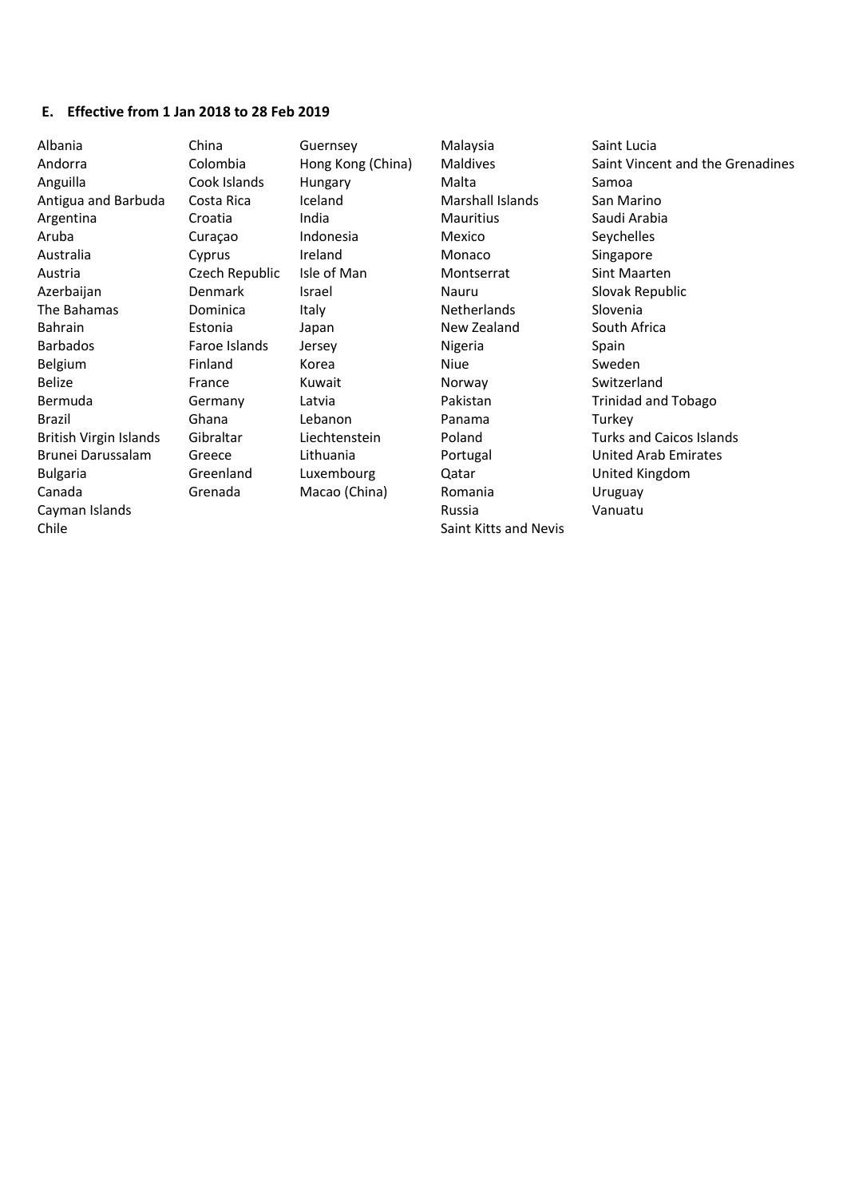## E. Effective from 1 Jan 2018 to 28 Feb 2019

- Albania
- Andorra
- Anguilla
- Antigua and Barbuda
- Argentina
- Aruba
- Australia
- Austria
- Azerbaijan
- The Bahamas
- Bahrain
- Barbados
- Belgium
- Belize
- Bermuda
- Brazil
- British Virgin Islands
- Brunei Darussalam
- Bulgaria
- Canada
- Cayman Islands
- Chile
- China
- Colombia
- Cook Islands
- Costa Rica
- Croatia
- Curaçao
- Cyprus
- Czech Republic
- Denmark
- Dominica
- Estonia
- Faroe Islands
- Finland
- France
- Germany
- Ghana
- Gibraltar
- Greece
- Greenland
- Grenada
- Guernsey
- Hong Kong (China)
- Hungary
- Iceland
- India
- Indonesia
- Ireland
- Isle of Man
- Israel
- Italy
- Japan
- Jersey
- Korea
- Kuwait
- Latvia
- Lebanon
- Liechtenstein
- Lithuania
- Luxembourg
- Macao (China)
- Malaysia
- Maldives
- Malta
- Marshall Islands
- Mauritius
- Mexico
- Monaco
- Montserrat
- Nauru
- Netherlands
- New Zealand
- Nigeria
- Niue
- Norway
- Pakistan
- Panama
- Poland
- Portugal
- Qatar
- Romania
- Russia
- Saint Kitts and Nevis
- Saint Lucia
- Saint Vincent and the Grenadines
- Samoa
- San Marino
- Saudi Arabia
- Seychelles
- Singapore
- Sint Maarten
- Slovak Republic
- Slovenia
- South Africa
- Spain
- Sweden
- Switzerland
- Trinidad and Tobago
- Turkey
- Turks and Caicos Islands
- United Arab Emirates
- United Kingdom
- Uruguay
- Vanuatu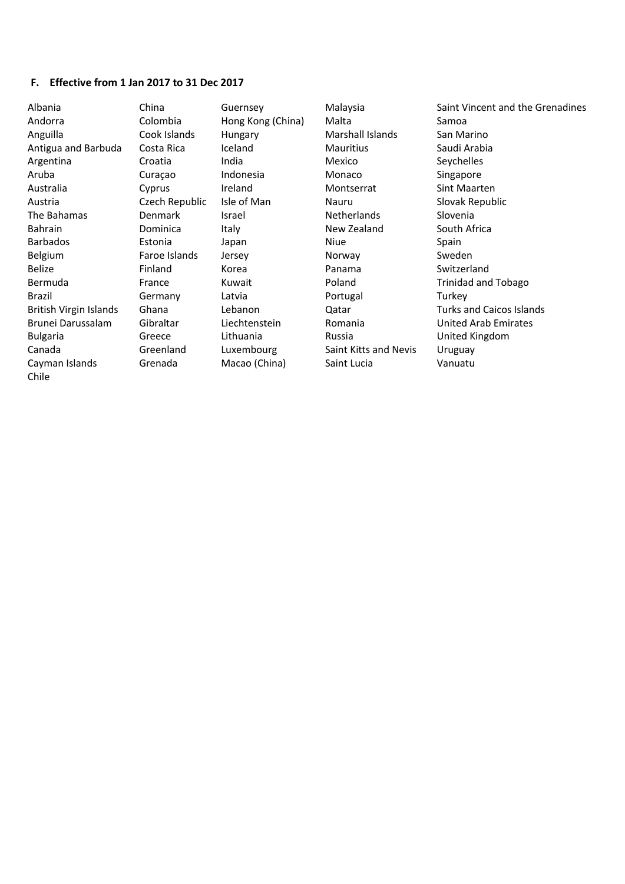### F. Effective from 1 Jan 2017 to 31 Dec 2017

Albania
Andorra
Anguilla
Antigua and Barbuda
Argentina
Aruba
Australia
Austria
The Bahamas
Bahrain
Barbados
Belgium
Belize
Bermuda
Brazil
British Virgin Islands
Brunei Darussalam
Bulgaria
Canada
Cayman Islands
Chile
China
Colombia
Cook Islands
Costa Rica
Croatia
Curaçao
Cyprus
Czech Republic
Denmark
Dominica
Estonia
Faroe Islands
Finland
France
Germany
Ghana
Gibraltar
Greece
Greenland
Grenada
Guernsey
Hong Kong (China)
Hungary
Iceland
India
Indonesia
Ireland
Isle of Man
Israel
Italy
Japan
Jersey
Korea
Kuwait
Latvia
Lebanon
Liechtenstein
Lithuania
Luxembourg
Macao (China)
Malaysia
Malta
Marshall Islands
Mauritius
Mexico
Monaco
Montserrat
Nauru
Netherlands
New Zealand
Niue
Norway
Panama
Poland
Portugal
Qatar
Romania
Russia
Saint Kitts and Nevis
Saint Lucia
Saint Vincent and the Grenadines
Samoa
San Marino
Saudi Arabia
Seychelles
Singapore
Sint Maarten
Slovak Republic
Slovenia
South Africa
Spain
Sweden
Switzerland
Trinidad and Tobago
Turkey
Turks and Caicos Islands
United Arab Emirates
United Kingdom
Uruguay
Vanuatu